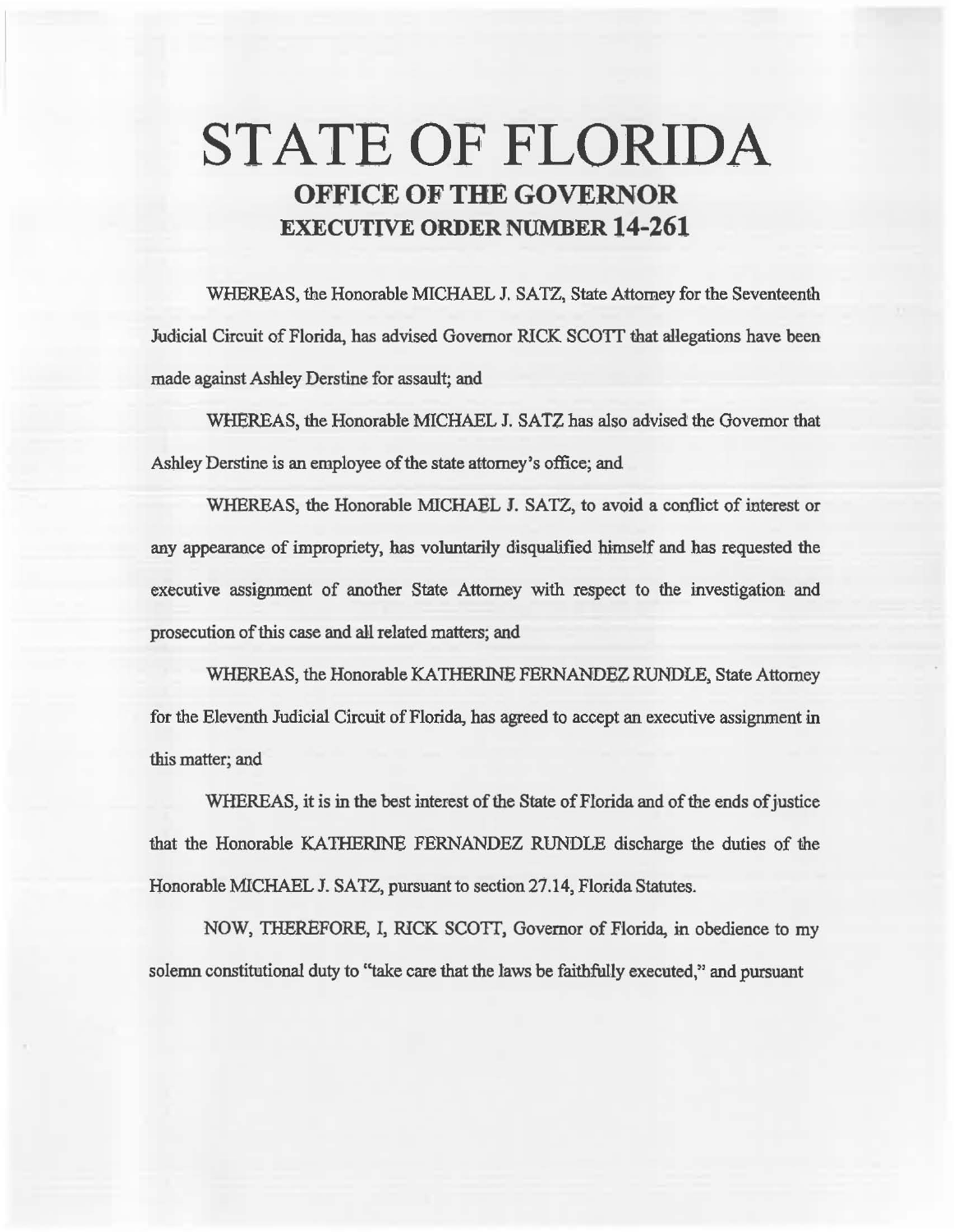# STATE OF FLORIDA

## OFFICE OF THE GOVERNOR

## EXECUTIVE ORDER NUMBER 14-261

WHEREAS, the Honorable MICHAEL J. SATZ, State Attorney for the Seventeenth Judicial Circuit of Florida, has advised Governor RICK SCOTT that allegations have been made against Ashley Derstine for assault; and

WHEREAS, the Honorable MICHAEL J. SATZ has also advised the Governor that Ashley Derstine is an employee of the state attorney's office; and

WHEREAS, the Honorable MICHAEL J. SATZ, to avoid a conflict of interest or any appearance of impropriety, has voluntarily disqualified himself and has requested the executive assignment of another State Attorney with respect to the investigation and prosecution of this case and all related matters; and

WHEREAS, the Honorable KATHERINE FERNANDEZ RUNDLE, State Attorney for the Eleventh Judicial Circuit of Florida, has agreed to accept an executive assignment in this matter; and

WHEREAS, it is in the best interest of the State of Florida and of the ends of justice that the Honorable KATHERINE FERNANDEZ RUNDLE discharge the duties of the Honorable MICHAEL J. SATZ, pursuant to section 27.14, Florida Statutes.

NOW, THEREFORE, I, RICK SCOTT, Governor of Florida, in obedience to my solemn constitutional duty to "take care that the laws be faithfully executed," and pursuant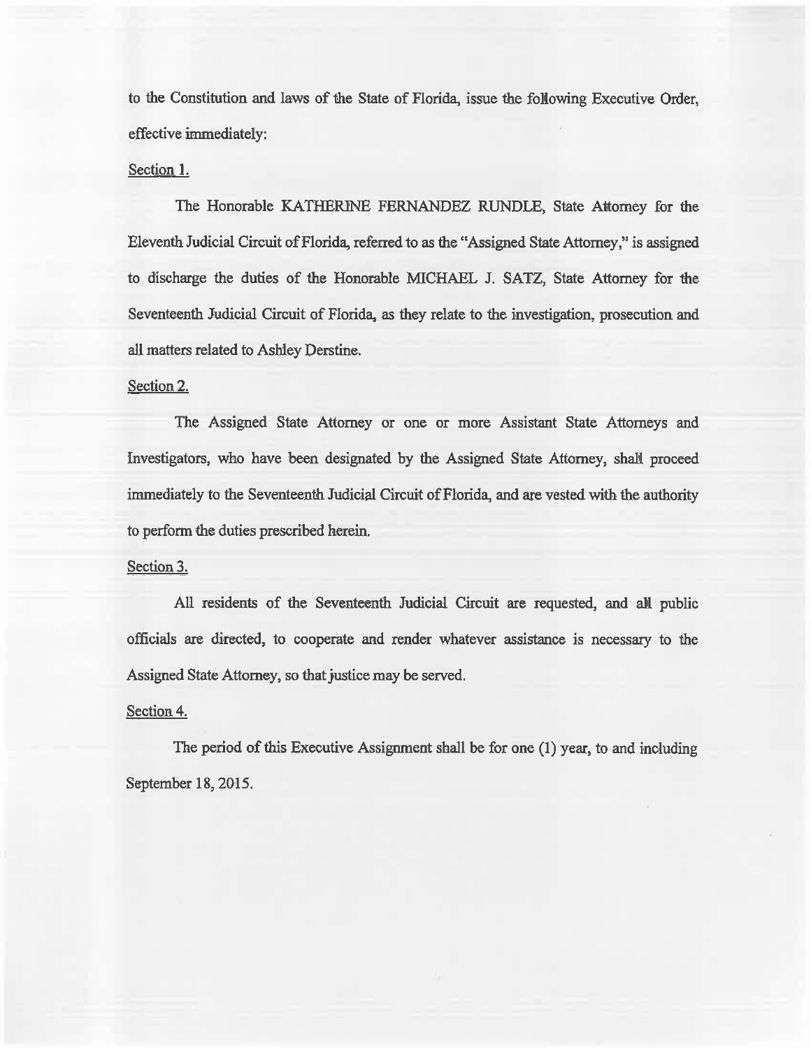to the Constitution and laws of the State of Florida, issue the following Executive Order, effective immediately:

Section 1.

The Honorable KATHERINE FERNANDEZ RUNDLE, State Attorney for the Eleventh Judicial Circuit of Florida, referred to as the "Assigned State Attorney," is assigned to discharge the duties of the Honorable MICHAEL J. SATZ, State Attorney for the Seventeenth Judicial Circuit of Florida, as they relate to the investigation, prosecution and all matters related to Ashley Derstine.

Section 2.

The Assigned State Attorney or one or more Assistant State Attorneys and Investigators, who have been designated by the Assigned State Attorney, shall proceed immediately to the Seventeenth Judicial Circuit of Florida, and are vested with the authority to perform the duties prescribed herein.

Section 3.

All residents of the Seventeenth Judicial Circuit are requested, and all public officials are directed, to cooperate and render whatever assistance is necessary to the Assigned State Attorney, so that justice may be served.

Section 4.

The period of this Executive Assignment shall be for one (1) year, to and including September 18, 2015.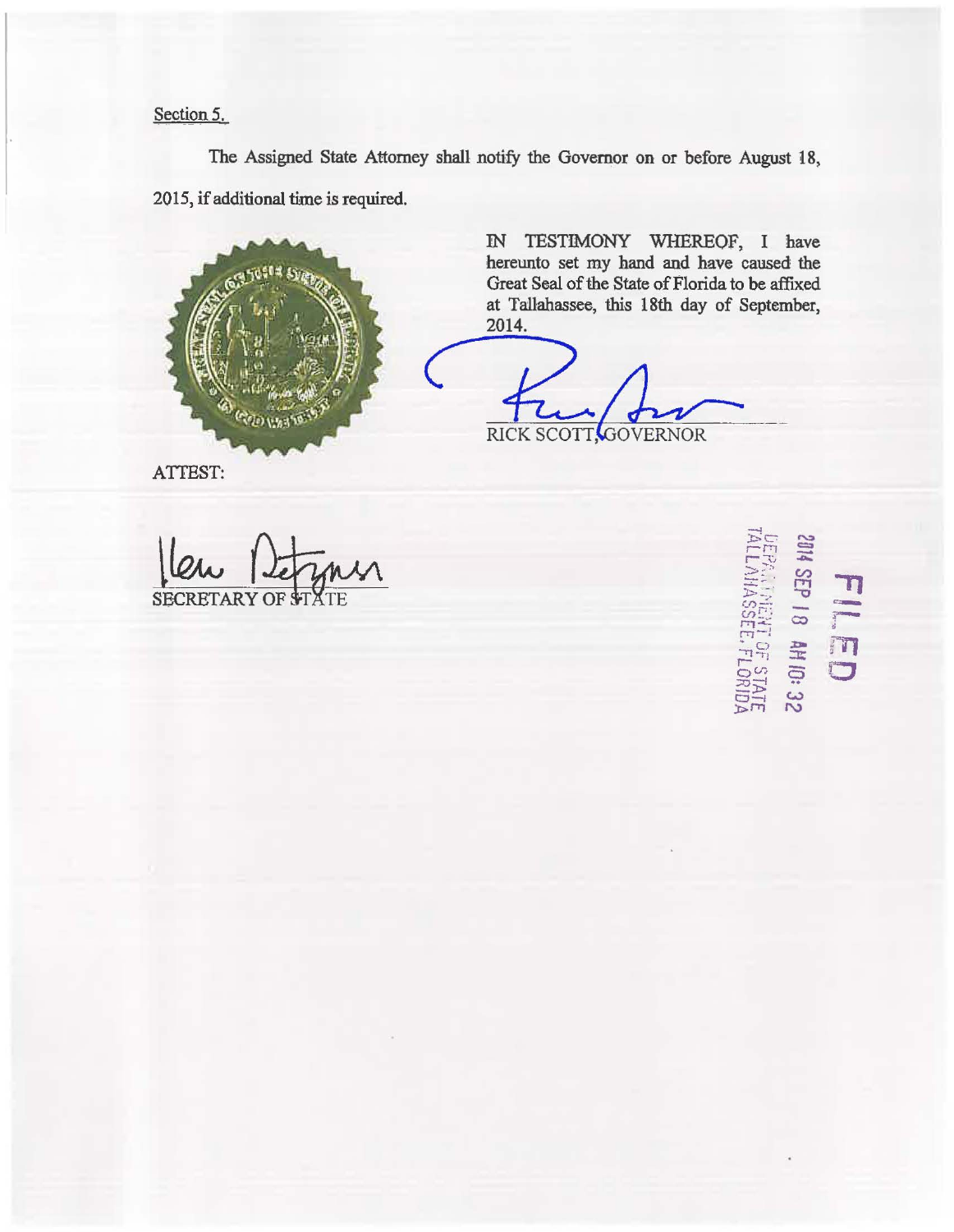Section 5.

The Assigned State Attorney shall notify the Governor on or before August 18, 2015, if additional time is required.

IN TESTIMONY WHEREOF, I have hereunto set my hand and have caused the Great Seal of the State of Florida to be affixed at Tallahassee, this 18th day of September, 2014.

RICK SCOTT, GOVERNOR

ATTEST:

SECRETARY OF STATE

FILED

2014 SEP 18 AM 10: 32

DEPARTMENT OF STATE
TALLAHASSEE, FLORIDA